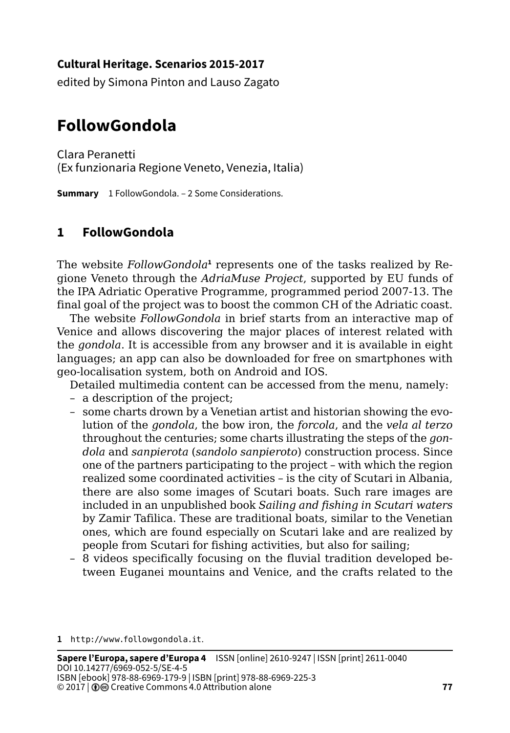**Cultural Heritage. Scenarios 2015-2017**

edited by Simona Pinton and Lauso Zagato

# FollowGondola

Clara Peranetti
(Ex funzionaria Regione Veneto, Venezia, Italia)

**Summary** 1 FollowGondola. – 2 Some Considerations.

## 1 FollowGondola

The website *FollowGondola*[1] represents one of the tasks realized by Regione Veneto through the *AdriaMuse Project*, supported by EU funds of the IPA Adriatic Operative Programme, programmed period 2007-13. The final goal of the project was to boost the common CH of the Adriatic coast.

The website *FollowGondola* in brief starts from an interactive map of Venice and allows discovering the major places of interest related with the *gondola*. It is accessible from any browser and it is available in eight languages; an app can also be downloaded for free on smartphones with geo-localisation system, both on Android and IOS.

Detailed multimedia content can be accessed from the menu, namely:

- a description of the project;
- some charts drown by a Venetian artist and historian showing the evolution of the *gondola*, the bow iron, the *forcola*, and the *vela al terzo* throughout the centuries; some charts illustrating the steps of the *gondola* and *sanpierota* (*sandolo sanpieroto*) construction process. Since one of the partners participating to the project – with which the region realized some coordinated activities – is the city of Scutari in Albania, there are also some images of Scutari boats. Such rare images are included in an unpublished book *Sailing and fishing in Scutari waters* by Zamir Tafilica. These are traditional boats, similar to the Venetian ones, which are found especially on Scutari lake and are realized by people from Scutari for fishing activities, but also for sailing;
- 8 videos specifically focusing on the fluvial tradition developed between Euganei mountains and Venice, and the crafts related to the

[1] http://www.followgondola.it.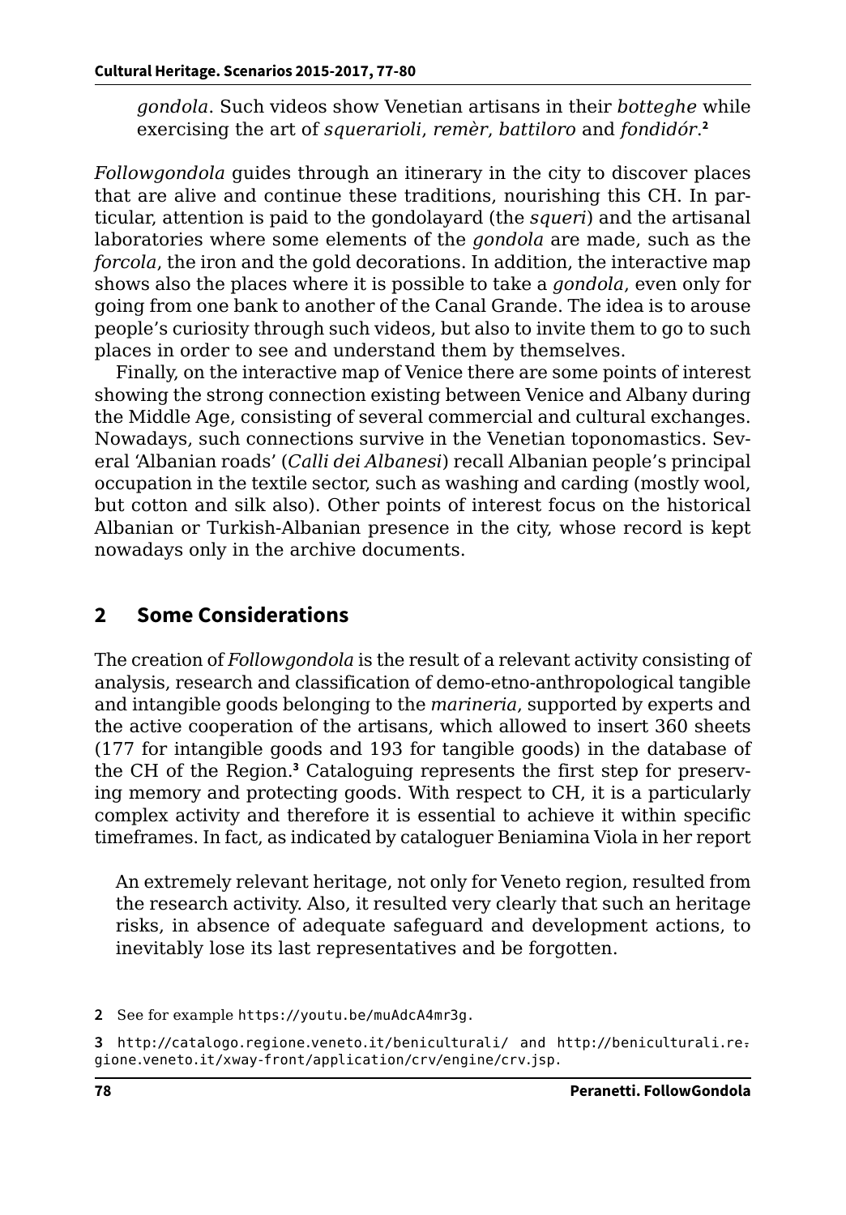*gondola*. Such videos show Venetian artisans in their *botteghe* while exercising the art of *squerarioli*, *remèr*, *battiloro* and *fondidór*.[2]

*Followgondola* guides through an itinerary in the city to discover places that are alive and continue these traditions, nourishing this CH. In particular, attention is paid to the gondolayard (the *squeri*) and the artisanal laboratories where some elements of the *gondola* are made, such as the *forcola*, the iron and the gold decorations. In addition, the interactive map shows also the places where it is possible to take a *gondola*, even only for going from one bank to another of the Canal Grande. The idea is to arouse people's curiosity through such videos, but also to invite them to go to such places in order to see and understand them by themselves.

Finally, on the interactive map of Venice there are some points of interest showing the strong connection existing between Venice and Albany during the Middle Age, consisting of several commercial and cultural exchanges. Nowadays, such connections survive in the Venetian toponomastics. Several 'Albanian roads' (*Calli dei Albanesi*) recall Albanian people's principal occupation in the textile sector, such as washing and carding (mostly wool, but cotton and silk also). Other points of interest focus on the historical Albanian or Turkish-Albanian presence in the city, whose record is kept nowadays only in the archive documents.

## 2 Some Considerations

The creation of *Followgondola* is the result of a relevant activity consisting of analysis, research and classification of demo-etno-anthropological tangible and intangible goods belonging to the *marineria*, supported by experts and the active cooperation of the artisans, which allowed to insert 360 sheets (177 for intangible goods and 193 for tangible goods) in the database of the CH of the Region.[3] Cataloguing represents the first step for preserving memory and protecting goods. With respect to CH, it is a particularly complex activity and therefore it is essential to achieve it within specific timeframes. In fact, as indicated by cataloguer Beniamina Viola in her report

> An extremely relevant heritage, not only for Veneto region, resulted from the research activity. Also, it resulted very clearly that such an heritage risks, in absence of adequate safeguard and development actions, to inevitably lose its last representatives and be forgotten.

2 See for example https://youtu.be/muAdcA4mr3g.

3 http://catalogo.regione.veneto.it/beniculturali/ and http://beniculturali.regione.veneto.it/xway-front/application/crv/engine/crv.jsp.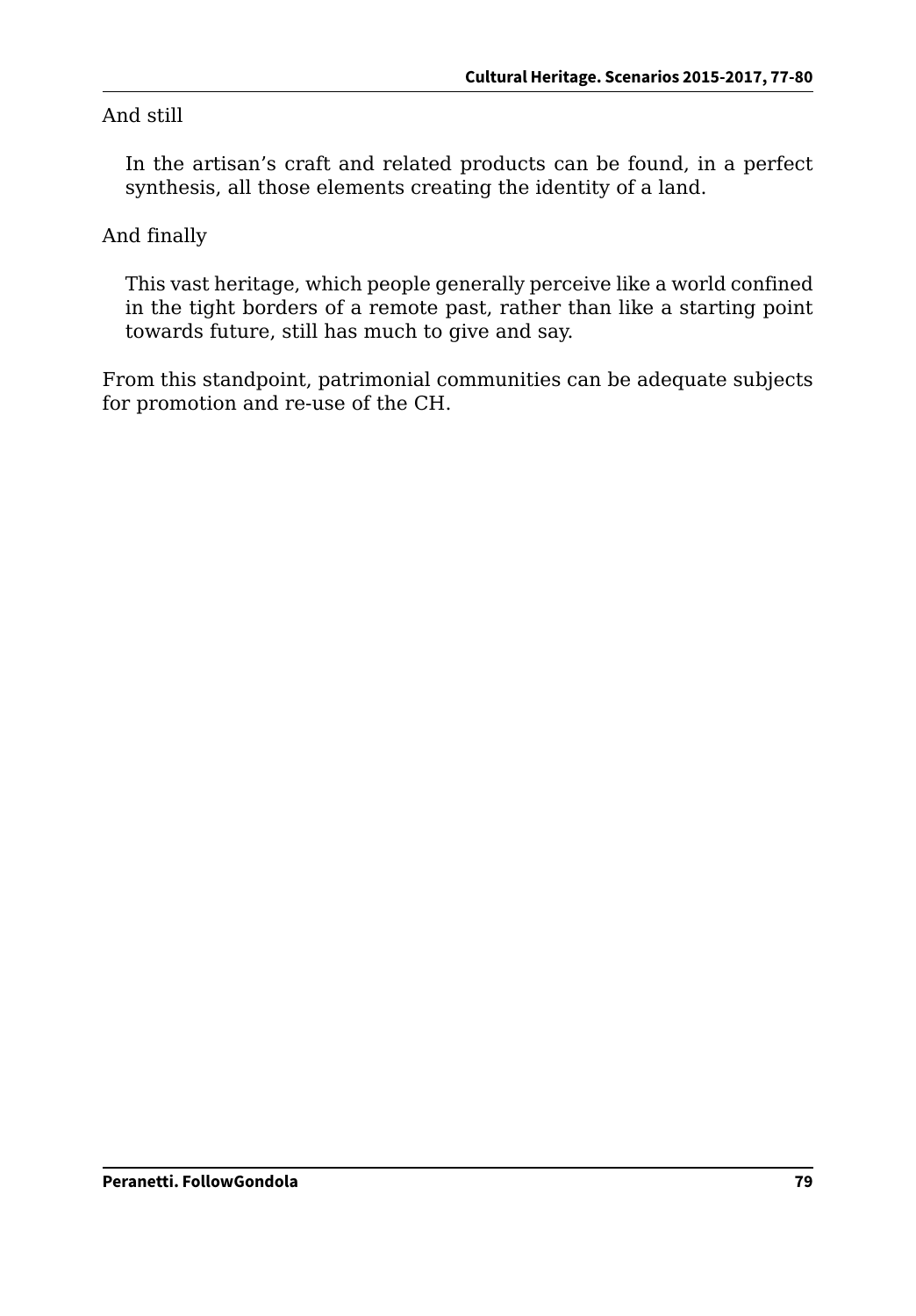And still

> In the artisan's craft and related products can be found, in a perfect synthesis, all those elements creating the identity of a land.

And finally

> This vast heritage, which people generally perceive like a world confined in the tight borders of a remote past, rather than like a starting point towards future, still has much to give and say.

From this standpoint, patrimonial communities can be adequate subjects for promotion and re-use of the CH.